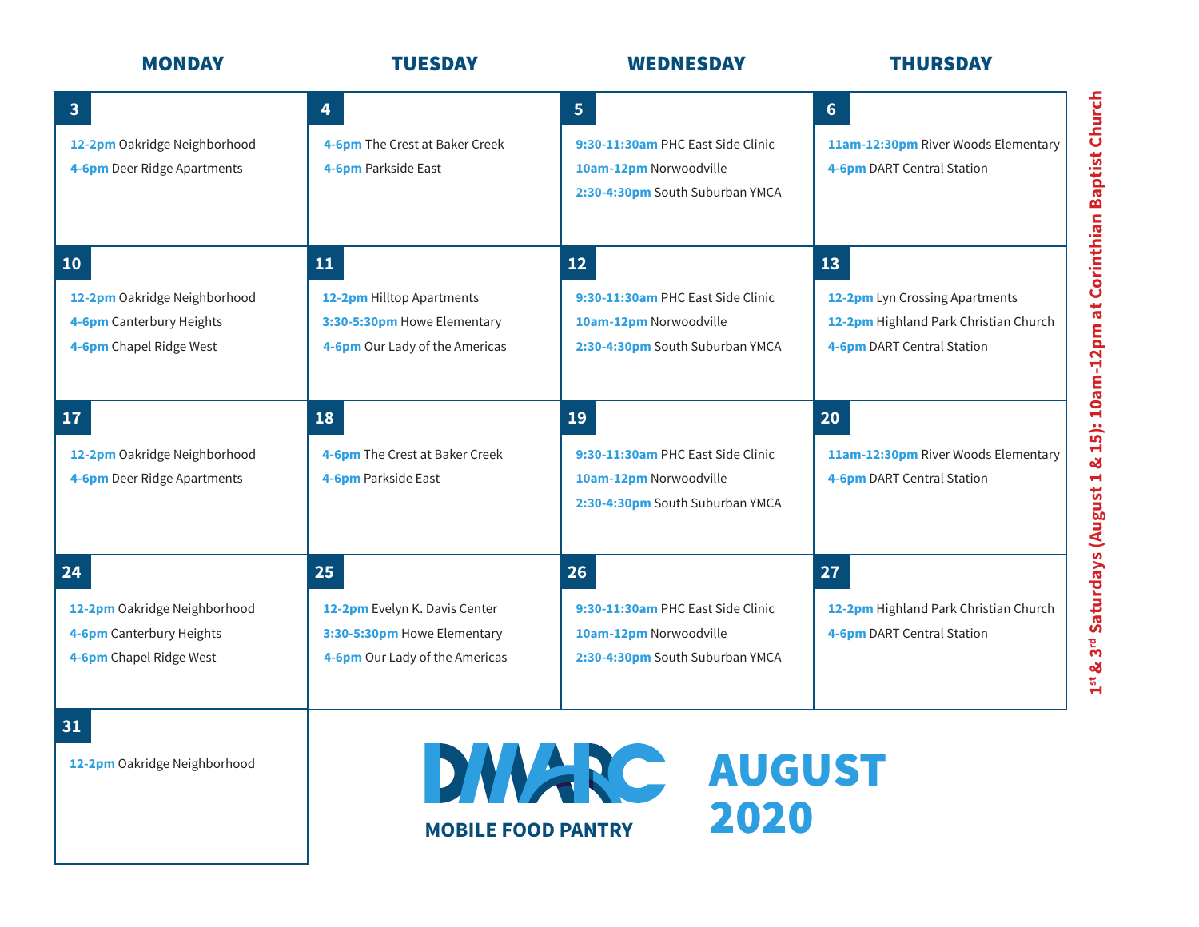# DMARC MOBILE FOOD PANTRY

## AUGUST 2020

| MONDAY | TUESDAY | WEDNESDAY | THURSDAY |
|---|---|---|---|
| **3**<br>**12-2pm** Oakridge Neighborhood<br>**4-6pm** Deer Ridge Apartments | **4**<br>**4-6pm** The Crest at Baker Creek<br>**4-6pm** Parkside East | **5**<br>**9:30-11:30am** PHC East Side Clinic<br>**10am-12pm** Norwoodville<br>**2:30-4:30pm** South Suburban YMCA | **6**<br>**11am-12:30pm** River Woods Elementary<br>**4-6pm** DART Central Station |
| **10**<br>**12-2pm** Oakridge Neighborhood<br>**4-6pm** Canterbury Heights<br>**4-6pm** Chapel Ridge West | **11**<br>**12-2pm** Hilltop Apartments<br>**3:30-5:30pm** Howe Elementary<br>**4-6pm** Our Lady of the Americas | **12**<br>**9:30-11:30am** PHC East Side Clinic<br>**10am-12pm** Norwoodville<br>**2:30-4:30pm** South Suburban YMCA | **13**<br>**12-2pm** Lyn Crossing Apartments<br>**12-2pm** Highland Park Christian Church<br>**4-6pm** DART Central Station |
| **17**<br>**12-2pm** Oakridge Neighborhood<br>**4-6pm** Deer Ridge Apartments | **18**<br>**4-6pm** The Crest at Baker Creek<br>**4-6pm** Parkside East | **19**<br>**9:30-11:30am** PHC East Side Clinic<br>**10am-12pm** Norwoodville<br>**2:30-4:30pm** South Suburban YMCA | **20**<br>**11am-12:30pm** River Woods Elementary<br>**4-6pm** DART Central Station |
| **24**<br>**12-2pm** Oakridge Neighborhood<br>**4-6pm** Canterbury Heights<br>**4-6pm** Chapel Ridge West | **25**<br>**12-2pm** Evelyn K. Davis Center<br>**3:30-5:30pm** Howe Elementary<br>**4-6pm** Our Lady of the Americas | **26**<br>**9:30-11:30am** PHC East Side Clinic<br>**10am-12pm** Norwoodville<br>**2:30-4:30pm** South Suburban YMCA | **27**<br>**12-2pm** Highland Park Christian Church<br>**4-6pm** DART Central Station |
| **31**<br>**12-2pm** Oakridge Neighborhood | | | |

**1st & 3rd Saturdays (August 1 & 15): 10am-12pm at Corinthian Baptist Church**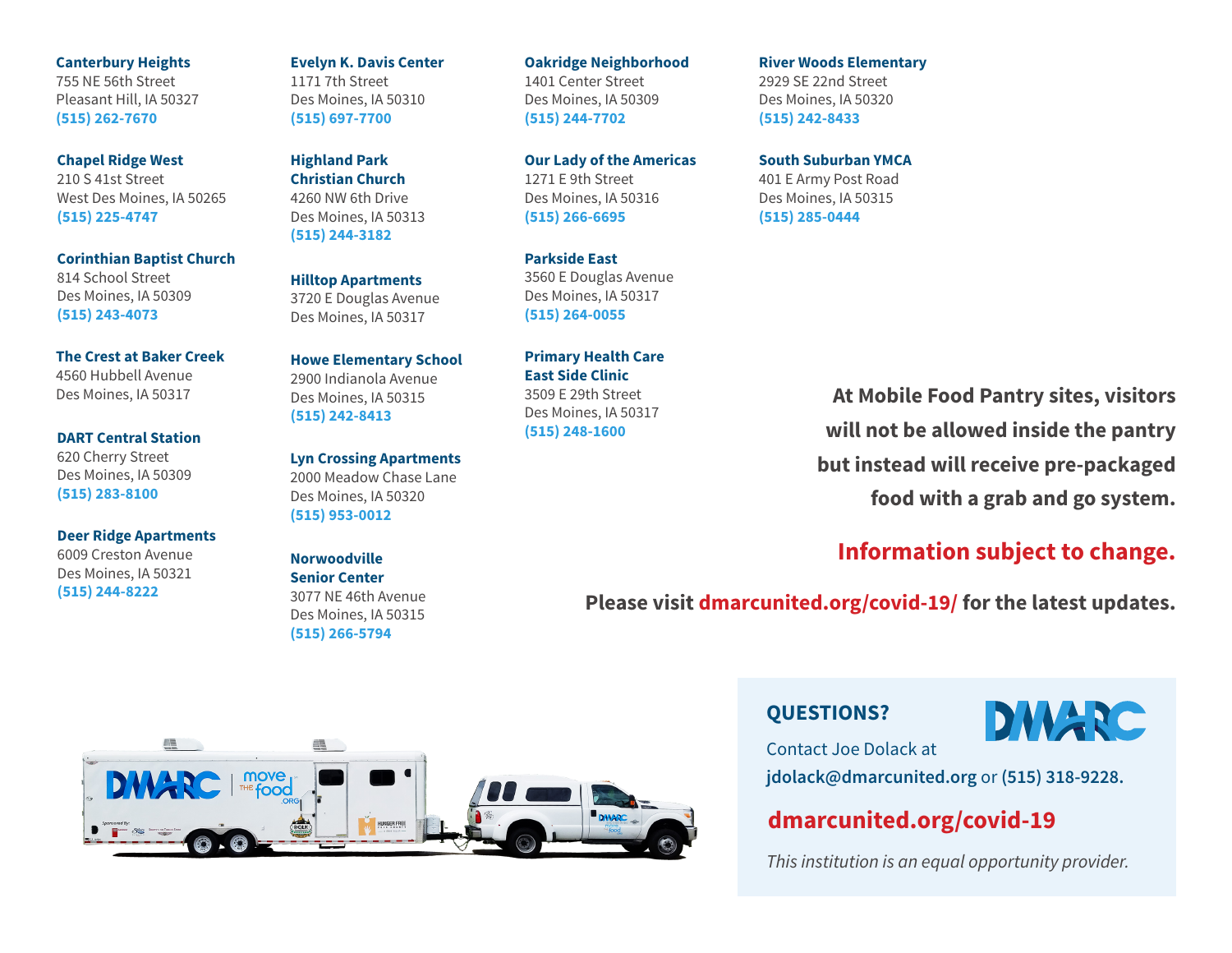**Canterbury Heights**
755 NE 56th Street
Pleasant Hill, IA 50327
**(515) 262-7670**

**Chapel Ridge West**
210 S 41st Street
West Des Moines, IA 50265
**(515) 225-4747**

**Corinthian Baptist Church**
814 School Street
Des Moines, IA 50309
**(515) 243-4073**

**The Crest at Baker Creek**
4560 Hubbell Avenue
Des Moines, IA 50317

**DART Central Station**
620 Cherry Street
Des Moines, IA 50309
**(515) 283-8100**

**Deer Ridge Apartments**
6009 Creston Avenue
Des Moines, IA 50321
**(515) 244-8222**

**Evelyn K. Davis Center**
1171 7th Street
Des Moines, IA 50310
**(515) 697-7700**

**Highland Park Christian Church**
4260 NW 6th Drive
Des Moines, IA 50313
**(515) 244-3182**

**Hilltop Apartments**
3720 E Douglas Avenue
Des Moines, IA 50317

**Howe Elementary School**
2900 Indianola Avenue
Des Moines, IA 50315
**(515) 242-8413**

**Lyn Crossing Apartments**
2000 Meadow Chase Lane
Des Moines, IA 50320
**(515) 953-0012**

**Norwoodville Senior Center**
3077 NE 46th Avenue
Des Moines, IA 50315
**(515) 266-5794**

**Oakridge Neighborhood**
1401 Center Street
Des Moines, IA 50309
**(515) 244-7702**

**Our Lady of the Americas**
1271 E 9th Street
Des Moines, IA 50316
**(515) 266-6695**

**Parkside East**
3560 E Douglas Avenue
Des Moines, IA 50317
**(515) 264-0055**

**Primary Health Care East Side Clinic**
3509 E 29th Street
Des Moines, IA 50317
**(515) 248-1600**

**River Woods Elementary**
2929 SE 22nd Street
Des Moines, IA 50320
**(515) 242-8433**

**South Suburban YMCA**
401 E Army Post Road
Des Moines, IA 50315
**(515) 285-0444**

**At Mobile Food Pantry sites, visitors will not be allowed inside the pantry but instead will receive pre-packaged food with a grab and go system.**

**Information subject to change.**

**Please visit dmarcunited.org/covid-19/ for the latest updates.**

## QUESTIONS?

Contact Joe Dolack at **jdolack@dmarcunited.org** or **(515) 318-9228.**

**dmarcunited.org/covid-19**

*This institution is an equal opportunity provider.*